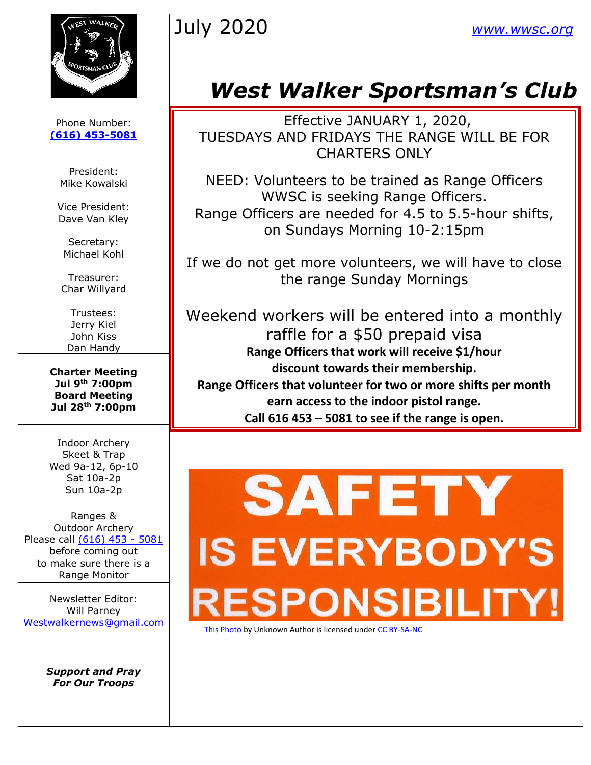July 2020 www.wwsc.org

# West Walker Sportsman's Club

Effective JANUARY 1, 2020,
TUESDAYS AND FRIDAYS THE RANGE WILL BE FOR CHARTERS ONLY

NEED: Volunteers to be trained as Range Officers
WWSC is seeking Range Officers.
Range Officers are needed for 4.5 to 5.5-hour shifts, on Sundays Morning 10-2:15pm

If we do not get more volunteers, we will have to close the range Sunday Mornings

Weekend workers will be entered into a monthly raffle for a $50 prepaid visa

**Range Officers that work will receive $1/hour discount towards their membership.**
**Range Officers that volunteer for two or more shifts per month earn access to the indoor pistol range.**
**Call 616 453 – 5081 to see if the range is open.**

SAFETY IS EVERYBODY'S RESPONSIBILITY!

This Photo by Unknown Author is licensed under CC BY-SA-NC

---

Phone Number:
**(616) 453-5081**

President:
Mike Kowalski

Vice President:
Dave Van Kley

Secretary:
Michael Kohl

Treasurer:
Char Willyard

Trustees:
Jerry Kiel
John Kiss
Dan Handy

**Charter Meeting**
**Jul 9th 7:00pm**
**Board Meeting**
**Jul 28th 7:00pm**

Indoor Archery
Skeet & Trap
Wed 9a-12, 6p-10
Sat 10a-2p
Sun 10a-2p

Ranges &
Outdoor Archery
Please call (616) 453 - 5081 before coming out to make sure there is a Range Monitor

Newsletter Editor:
Will Parney
Westwalkernews@gmail.com

***Support and Pray For Our Troops***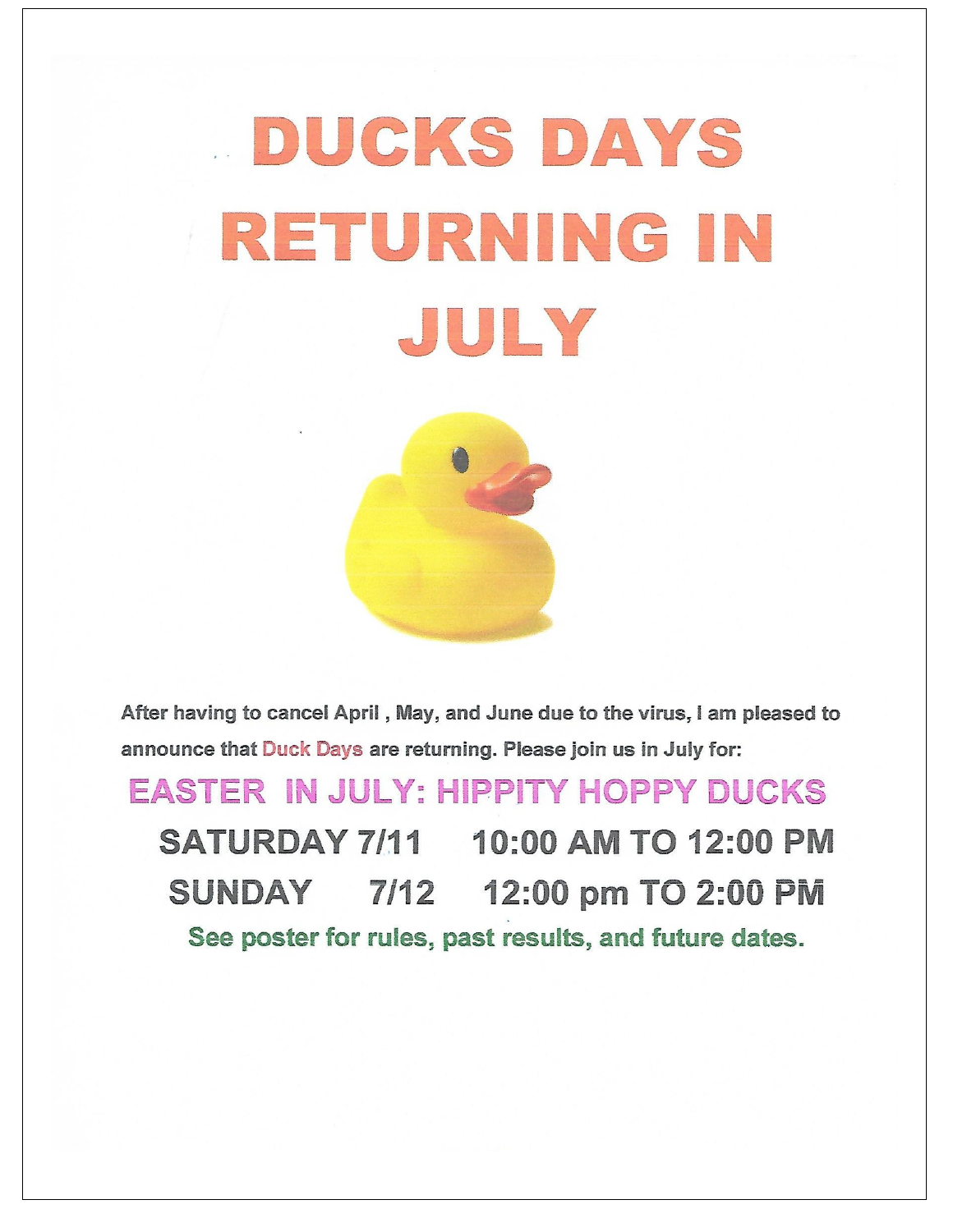# DUCKS DAYS RETURNING IN JULY

After having to cancel April , May, and June due to the virus, I am pleased to announce that Duck Days are returning. Please join us in July for:

## EASTER IN JULY: HIPPITY HOPPY DUCKS

**SATURDAY 7/11 10:00 AM TO 12:00 PM**

**SUNDAY 7/12 12:00 pm TO 2:00 PM**

**See poster for rules, past results, and future dates.**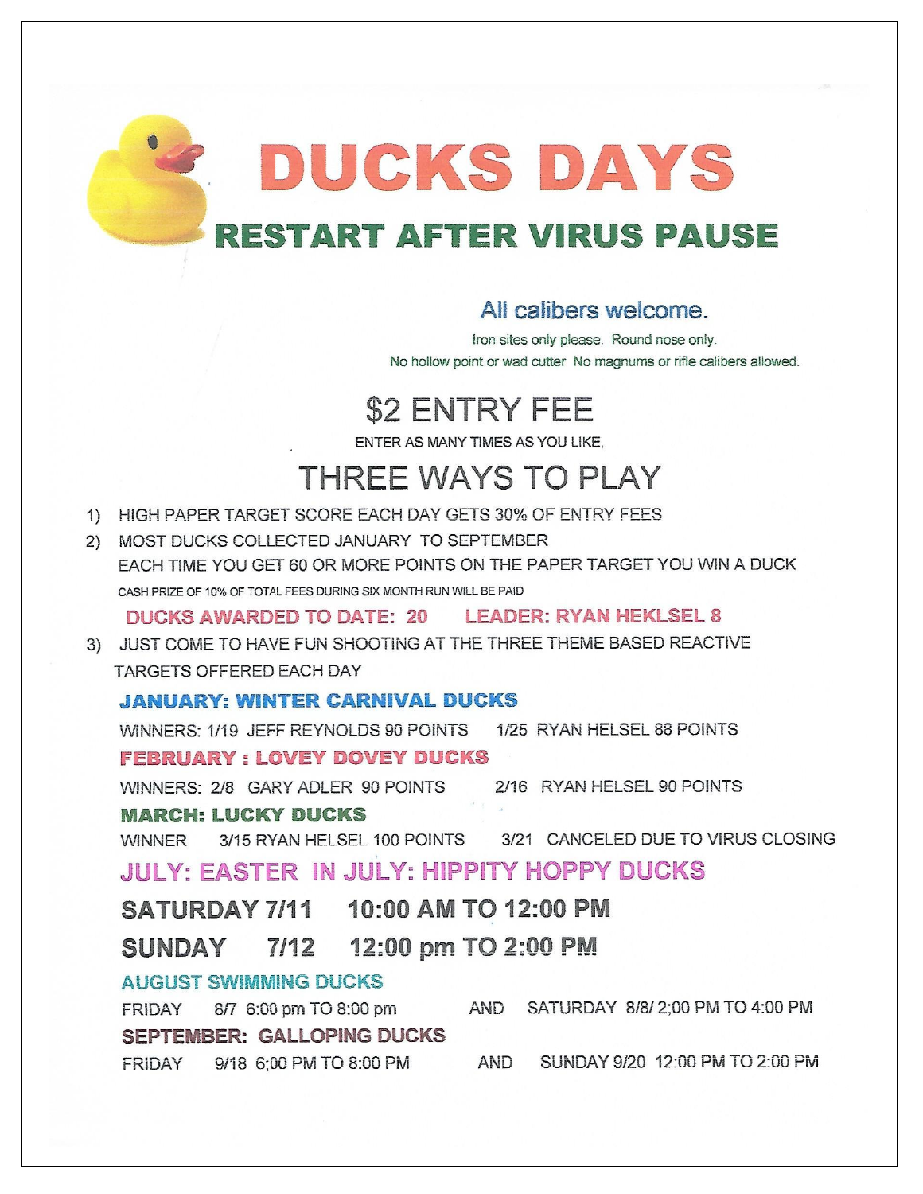# DUCKS DAYS

## RESTART AFTER VIRUS PAUSE

All calibers welcome.

Iron sites only please. Round nose only.

No hollow point or wad cutter No magnums or rifle calibers allowed.

## $2 ENTRY FEE

ENTER AS MANY TIMES AS YOU LIKE,

## THREE WAYS TO PLAY

1) HIGH PAPER TARGET SCORE EACH DAY GETS 30% OF ENTRY FEES
2) MOST DUCKS COLLECTED JANUARY TO SEPTEMBER
   EACH TIME YOU GET 60 OR MORE POINTS ON THE PAPER TARGET YOU WIN A DUCK
   CASH PRIZE OF 10% OF TOTAL FEES DURING SIX MONTH RUN WILL BE PAID

   **DUCKS AWARDED TO DATE: 20 LEADER: RYAN HEKLSEL 8**
3) JUST COME TO HAVE FUN SHOOTING AT THE THREE THEME BASED REACTIVE TARGETS OFFERED EACH DAY

**JANUARY: WINTER CARNIVAL DUCKS**

WINNERS: 1/19 JEFF REYNOLDS 90 POINTS 1/25 RYAN HELSEL 88 POINTS

**FEBRUARY : LOVEY DOVEY DUCKS**

WINNERS: 2/8 GARY ADLER 90 POINTS 2/16 RYAN HELSEL 90 POINTS

**MARCH: LUCKY DUCKS**

WINNER 3/15 RYAN HELSEL 100 POINTS 3/21 CANCELED DUE TO VIRUS CLOSING

**JULY: EASTER IN JULY: HIPPITY HOPPY DUCKS**

**SATURDAY 7/11 10:00 AM TO 12:00 PM**

**SUNDAY 7/12 12:00 pm TO 2:00 PM**

**AUGUST SWIMMING DUCKS**

FRIDAY 8/7 6:00 pm TO 8:00 pm AND SATURDAY 8/8/ 2;00 PM TO 4:00 PM

**SEPTEMBER: GALLOPING DUCKS**

FRIDAY 9/18 6;00 PM TO 8:00 PM AND SUNDAY 9/20 12:00 PM TO 2:00 PM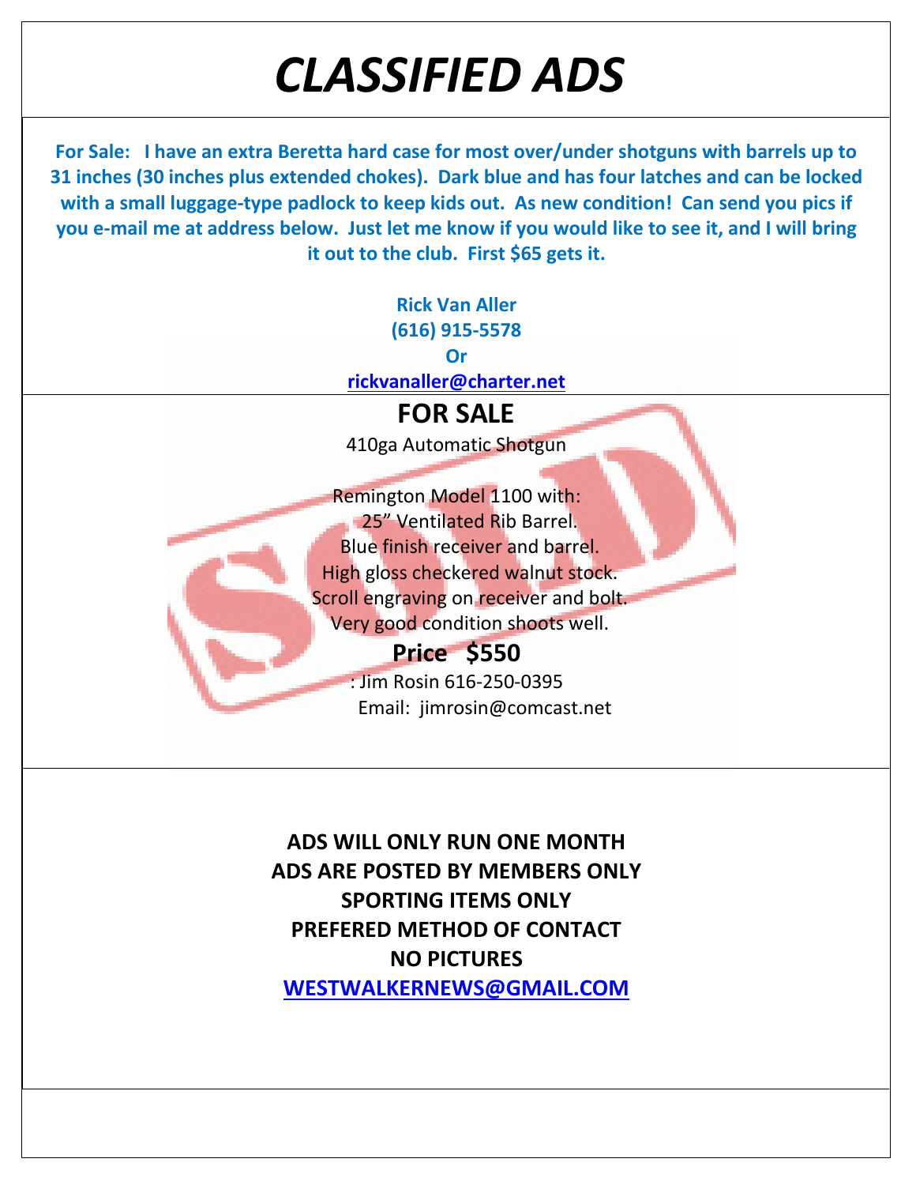# *CLASSIFIED ADS*

**For Sale: I have an extra Beretta hard case for most over/under shotguns with barrels up to 31 inches (30 inches plus extended chokes). Dark blue and has four latches and can be locked with a small luggage-type padlock to keep kids out. As new condition! Can send you pics if you e-mail me at address below. Just let me know if you would like to see it, and I will bring it out to the club. First $65 gets it.**

**Rick Van Aller**
**(616) 915-5578**
**Or**
**rickvanaller@charter.net**

## FOR SALE

SOLD

410ga Automatic Shotgun

Remington Model 1100 with:
25" Ventilated Rib Barrel.
Blue finish receiver and barrel.
High gloss checkered walnut stock.
Scroll engraving on receiver and bolt.
Very good condition shoots well.

**Price $550**

: Jim Rosin 616-250-0395
Email: jimrosin@comcast.net

**ADS WILL ONLY RUN ONE MONTH**
**ADS ARE POSTED BY MEMBERS ONLY**
**SPORTING ITEMS ONLY**
**PREFERED METHOD OF CONTACT**
**NO PICTURES**
**WESTWALKERNEWS@GMAIL.COM**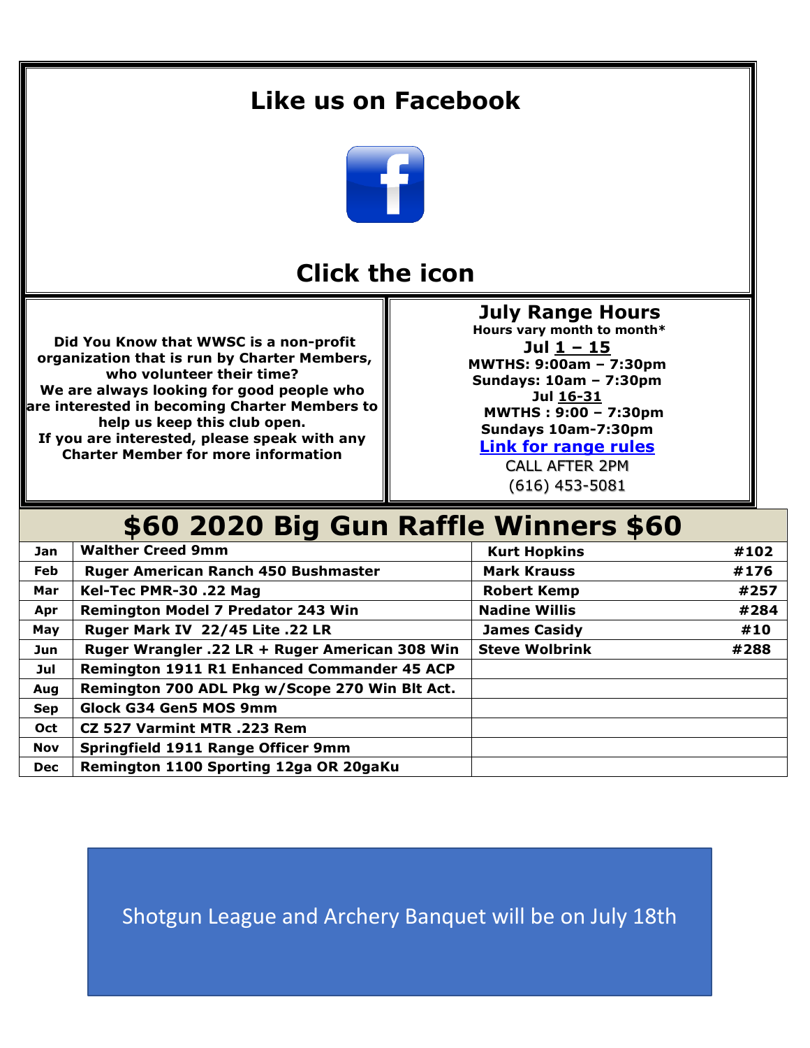## Like us on Facebook

## Click the icon

**Did You Know that WWSC is a non-profit organization that is run by Charter Members, who volunteer their time?**
**We are always looking for good people who are interested in becoming Charter Members to help us keep this club open.**
**If you are interested, please speak with any Charter Member for more information**

## July Range Hours

**Hours vary month to month***

**Jul 1 – 15**
**MWTHS: 9:00am – 7:30pm**
**Sundays: 10am – 7:30pm**
**Jul 16-31**
**MWTHS : 9:00 – 7:30pm**
**Sundays 10am-7:30pm**

**Link for range rules**

CALL AFTER 2PM
(616) 453-5081

## $60 2020 Big Gun Raffle Winners $60

| Month | Gun | Winner | # |
|---|---|---|---|
| Jan | Walther Creed 9mm | Kurt Hopkins | #102 |
| Feb | Ruger American Ranch 450 Bushmaster | Mark Krauss | #176 |
| Mar | Kel-Tec PMR-30 .22 Mag | Robert Kemp | #257 |
| Apr | Remington Model 7 Predator 243 Win | Nadine Willis | #284 |
| May | Ruger Mark IV 22/45 Lite .22 LR | James Casidy | #10 |
| Jun | Ruger Wrangler .22 LR + Ruger American 308 Win | Steve Wolbrink | #288 |
| Jul | Remington 1911 R1 Enhanced Commander 45 ACP | | |
| Aug | Remington 700 ADL Pkg w/Scope 270 Win Blt Act. | | |
| Sep | Glock G34 Gen5 MOS 9mm | | |
| Oct | CZ 527 Varmint MTR .223 Rem | | |
| Nov | Springfield 1911 Range Officer 9mm | | |
| Dec | Remington 1100 Sporting 12ga OR 20gaKu | | |

Shotgun League and Archery Banquet will be on July 18th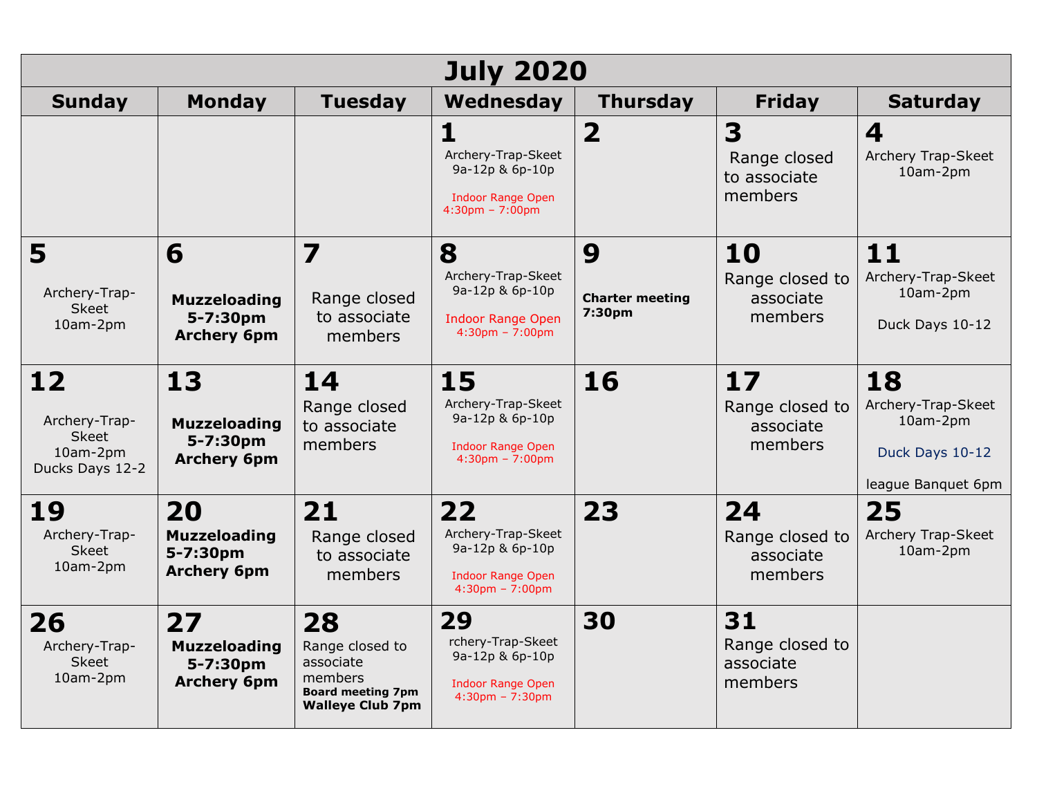# July 2020

| Sunday | Monday | Tuesday | Wednesday | Thursday | Friday | Saturday |
|---|---|---|---|---|---|---|
| | | | **1** Archery-Trap-Skeet 9a-12p & 6p-10p<br>Indoor Range Open 4:30pm – 7:00pm | **2** | **3** Range closed to associate members | **4** Archery Trap-Skeet 10am-2pm |
| **5** Archery-Trap-Skeet 10am-2pm | **6** **Muzzeloading 5-7:30pm Archery 6pm** | **7** Range closed to associate members | **8** Archery-Trap-Skeet 9a-12p & 6p-10p<br>Indoor Range Open 4:30pm – 7:00pm | **9** **Charter meeting 7:30pm** | **10** Range closed to associate members | **11** Archery-Trap-Skeet 10am-2pm<br>Duck Days 10-12 |
| **12** Archery-Trap-Skeet 10am-2pm<br>Ducks Days 12-2 | **13** **Muzzeloading 5-7:30pm Archery 6pm** | **14** Range closed to associate members | **15** Archery-Trap-Skeet 9a-12p & 6p-10p<br>Indoor Range Open 4:30pm – 7:00pm | **16** | **17** Range closed to associate members | **18** Archery-Trap-Skeet 10am-2pm<br>Duck Days 10-12<br>league Banquet 6pm |
| **19** Archery-Trap-Skeet 10am-2pm | **20** **Muzzeloading 5-7:30pm Archery 6pm** | **21** Range closed to associate members | **22** Archery-Trap-Skeet 9a-12p & 6p-10p<br>Indoor Range Open 4:30pm – 7:00pm | **23** | **24** Range closed to associate members | **25** Archery Trap-Skeet 10am-2pm |
| **26** Archery-Trap-Skeet 10am-2pm | **27** **Muzzeloading 5-7:30pm Archery 6pm** | **28** Range closed to associate members<br>**Board meeting 7pm**<br>**Walleye Club 7pm** | **29** rchery-Trap-Skeet 9a-12p & 6p-10p<br>Indoor Range Open 4:30pm – 7:30pm | **30** | **31** Range closed to associate members | |